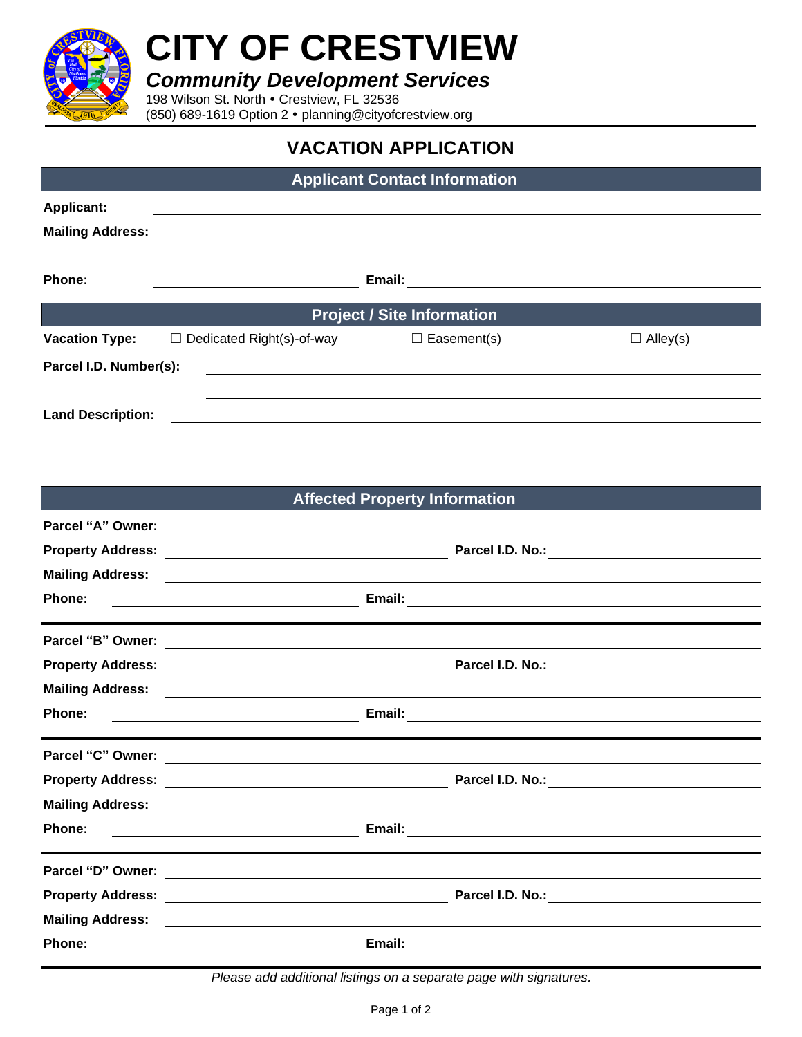# CITY OF CRESTVIEW

***Community Development Services***

198 Wilson St. North • Crestview, FL 32536

(850) 689-1619 Option 2 • planning@cityofcrestview.org

## VACATION APPLICATION

### Applicant Contact Information

**Applicant:** ______________________________

**Mailing Address:** ______________________________

______________________________

**Phone:** ______________ **Email:** ______________

### Project / Site Information

**Vacation Type:** ☐ Dedicated Right(s)-of-way ☐ Easement(s) ☐ Alley(s)

**Parcel I.D. Number(s):** ______________________________

______________________________

**Land Description:** ______________________________

______________________________

______________________________

### Affected Property Information

**Parcel "A" Owner:** ______________________________

**Property Address:** ______________ **Parcel I.D. No.:** ______________

**Mailing Address:** ______________________________

**Phone:** ______________ **Email:** ______________

**Parcel "B" Owner:** ______________________________

**Property Address:** ______________ **Parcel I.D. No.:** ______________

**Mailing Address:** ______________________________

**Phone:** ______________ **Email:** ______________

**Parcel "C" Owner:** ______________________________

**Property Address:** ______________ **Parcel I.D. No.:** ______________

**Mailing Address:** ______________________________

**Phone:** ______________ **Email:** ______________

**Parcel "D" Owner:** ______________________________

**Property Address:** ______________ **Parcel I.D. No.:** ______________

**Mailing Address:** ______________________________

**Phone:** ______________ **Email:** ______________

*Please add additional listings on a separate page with signatures.*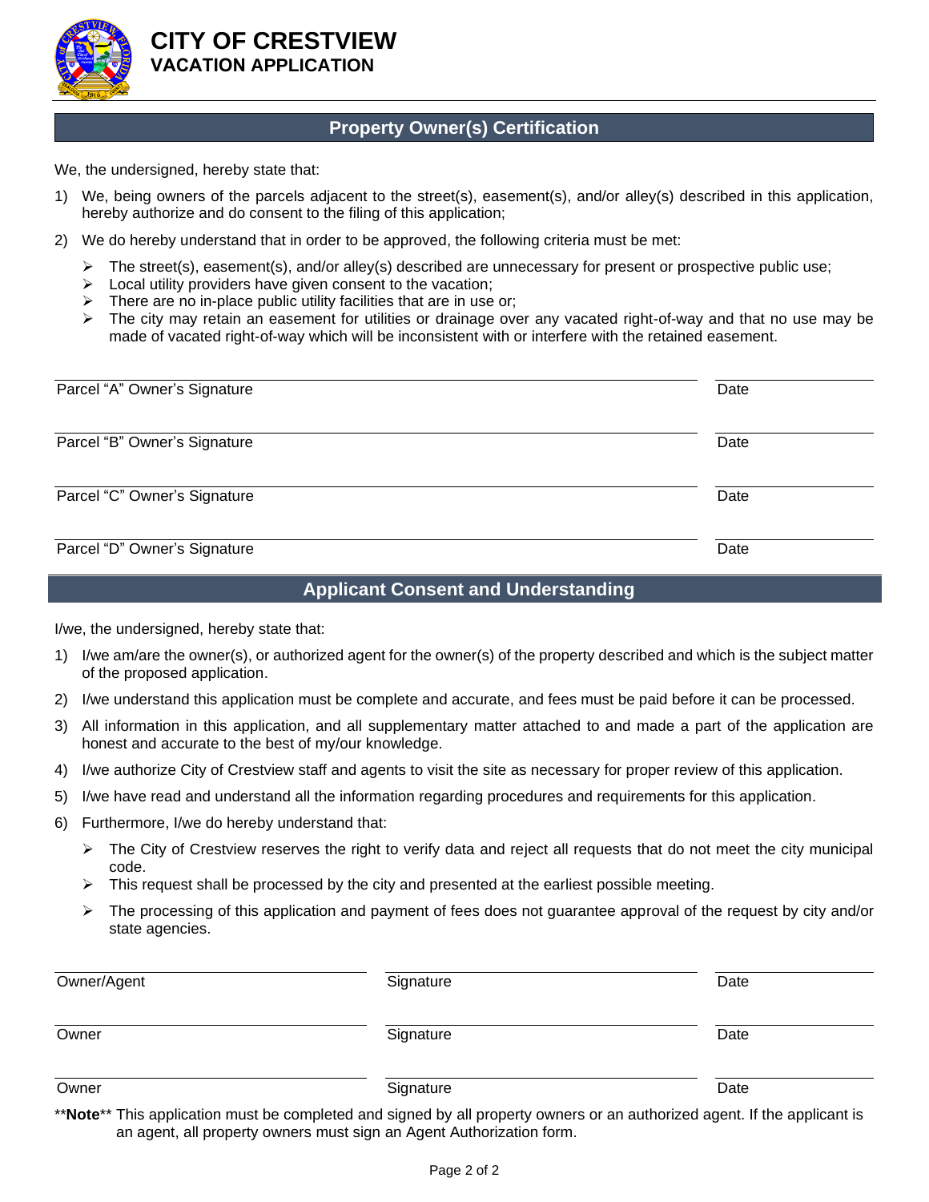# CITY OF CRESTVIEW
## VACATION APPLICATION

## Property Owner(s) Certification

We, the undersigned, hereby state that:

1) We, being owners of the parcels adjacent to the street(s), easement(s), and/or alley(s) described in this application, hereby authorize and do consent to the filing of this application;

2) We do hereby understand that in order to be approved, the following criteria must be met:

   - The street(s), easement(s), and/or alley(s) described are unnecessary for present or prospective public use;
   - Local utility providers have given consent to the vacation;
   - There are no in-place public utility facilities that are in use or;
   - The city may retain an easement for utilities or drainage over any vacated right-of-way and that no use may be made of vacated right-of-way which will be inconsistent with or interfere with the retained easement.

| | |
|---|---|
| Parcel "A" Owner's Signature | Date |
| Parcel "B" Owner's Signature | Date |
| Parcel "C" Owner's Signature | Date |
| Parcel "D" Owner's Signature | Date |

## Applicant Consent and Understanding

I/we, the undersigned, hereby state that:

1) I/we am/are the owner(s), or authorized agent for the owner(s) of the property described and which is the subject matter of the proposed application.

2) I/we understand this application must be complete and accurate, and fees must be paid before it can be processed.

3) All information in this application, and all supplementary matter attached to and made a part of the application are honest and accurate to the best of my/our knowledge.

4) I/we authorize City of Crestview staff and agents to visit the site as necessary for proper review of this application.

5) I/we have read and understand all the information regarding procedures and requirements for this application.

6) Furthermore, I/we do hereby understand that:

   - The City of Crestview reserves the right to verify data and reject all requests that do not meet the city municipal code.
   - This request shall be processed by the city and presented at the earliest possible meeting.
   - The processing of this application and payment of fees does not guarantee approval of the request by city and/or state agencies.

| | | |
|---|---|---|
| Owner/Agent | Signature | Date |
| Owner | Signature | Date |
| Owner | Signature | Date |

\*\***Note**\*\* This application must be completed and signed by all property owners or an authorized agent. If the applicant is an agent, all property owners must sign an Agent Authorization form.